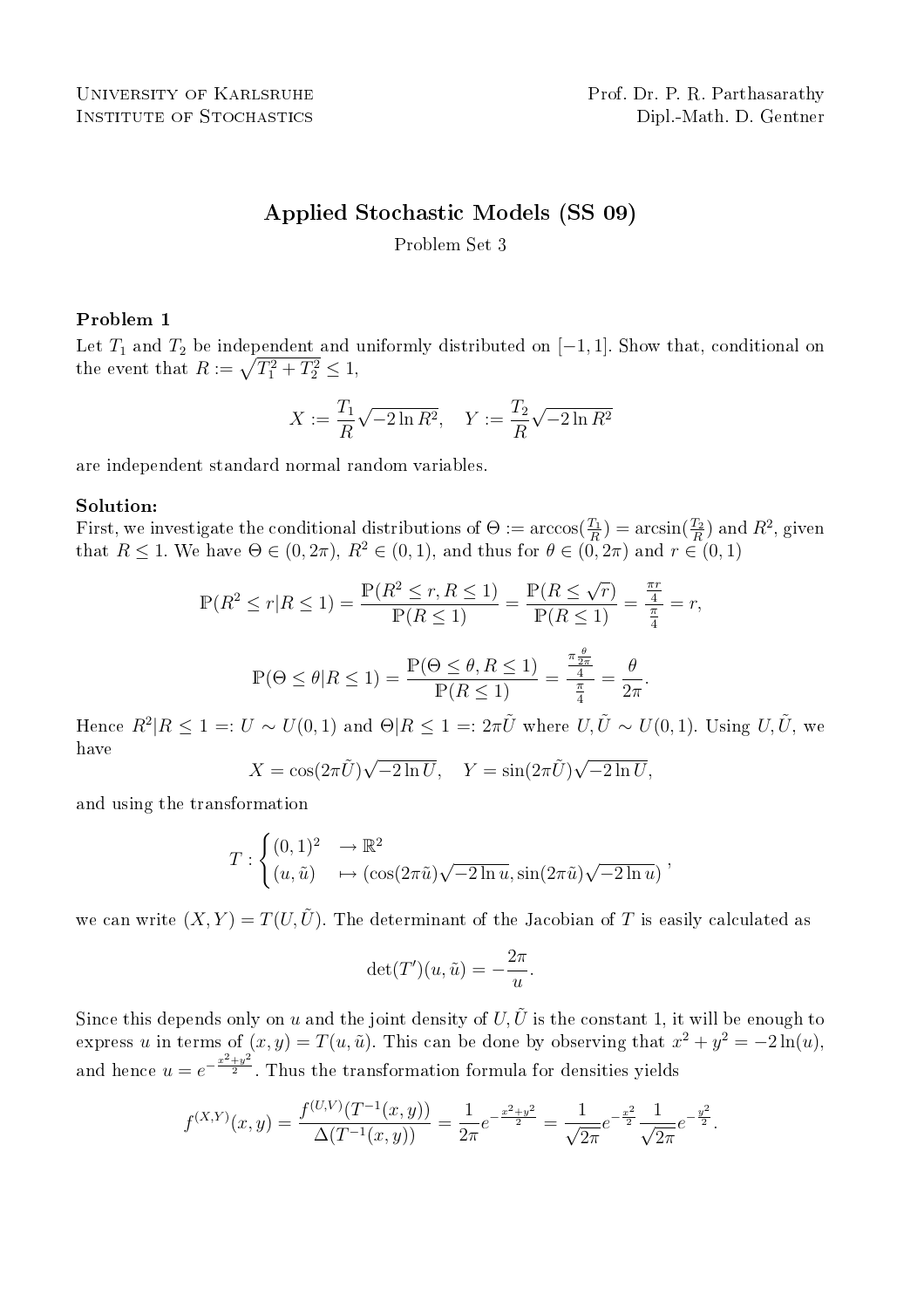University of Karlsruhe
Institute of Stochastics

Prof. Dr. P. R. Parthasarathy
Dipl.-Math. D. Gentner

# Applied Stochastic Models (SS 09)

Problem Set 3

### Problem 1

Let $T_1$ and $T_2$ be independent and uniformly distributed on $[-1, 1]$. Show that, conditional on the event that $R := \sqrt{T_1^2 + T_2^2} \leq 1$,

$$X := \frac{T_1}{R}\sqrt{-2\ln R^2}, \quad Y := \frac{T_2}{R}\sqrt{-2\ln R^2}$$

are independent standard normal random variables.

**Solution:**
First, we investigate the conditional distributions of $\Theta := \arccos(\frac{T_1}{R}) = \arcsin(\frac{T_2}{R})$ and $R^2$, given that $R \leq 1$. We have $\Theta \in (0, 2\pi)$, $R^2 \in (0, 1)$, and thus for $\theta \in (0, 2\pi)$ and $r \in (0, 1)$

$$\mathbb{P}(R^2 \leq r | R \leq 1) = \frac{\mathbb{P}(R^2 \leq r, R \leq 1)}{\mathbb{P}(R \leq 1)} = \frac{\mathbb{P}(R \leq \sqrt{r})}{\mathbb{P}(R \leq 1)} = \frac{\frac{\pi r}{4}}{\frac{\pi}{4}} = r,$$

$$\mathbb{P}(\Theta \leq \theta | R \leq 1) = \frac{\mathbb{P}(\Theta \leq \theta, R \leq 1)}{\mathbb{P}(R \leq 1)} = \frac{\frac{\pi \frac{\theta}{2\pi}}{4}}{\frac{\pi}{4}} = \frac{\theta}{2\pi}.$$

Hence $R^2 | R \leq 1 =: U \sim U(0, 1)$ and $\Theta | R \leq 1 =: 2\pi\tilde{U}$ where $U, \tilde{U} \sim U(0, 1)$. Using $U, \tilde{U}$, we have

$$X = \cos(2\pi\tilde{U})\sqrt{-2\ln U}, \quad Y = \sin(2\pi\tilde{U})\sqrt{-2\ln U},$$

and using the transformation

$$T : \begin{cases} (0, 1)^2 & \to \mathbb{R}^2 \\ (u, \tilde{u}) & \mapsto (\cos(2\pi\tilde{u})\sqrt{-2\ln u}, \sin(2\pi\tilde{u})\sqrt{-2\ln u}) \end{cases},$$

we can write $(X, Y) = T(U, \tilde{U})$. The determinant of the Jacobian of $T$ is easily calculated as

$$\det(T')(u, \tilde{u}) = -\frac{2\pi}{u}.$$

Since this depends only on $u$ and the joint density of $U, \tilde{U}$ is the constant 1, it will be enough to express $u$ in terms of $(x, y) = T(u, \tilde{u})$. This can be done by observing that $x^2 + y^2 = -2\ln(u)$, and hence $u = e^{-\frac{x^2+y^2}{2}}$. Thus the transformation formula for densities yields

$$f^{(X,Y)}(x, y) = \frac{f^{(U,V)}(T^{-1}(x, y))}{\Delta(T^{-1}(x, y))} = \frac{1}{2\pi}e^{-\frac{x^2+y^2}{2}} = \frac{1}{\sqrt{2\pi}}e^{-\frac{x^2}{2}}\frac{1}{\sqrt{2\pi}}e^{-\frac{y^2}{2}}.$$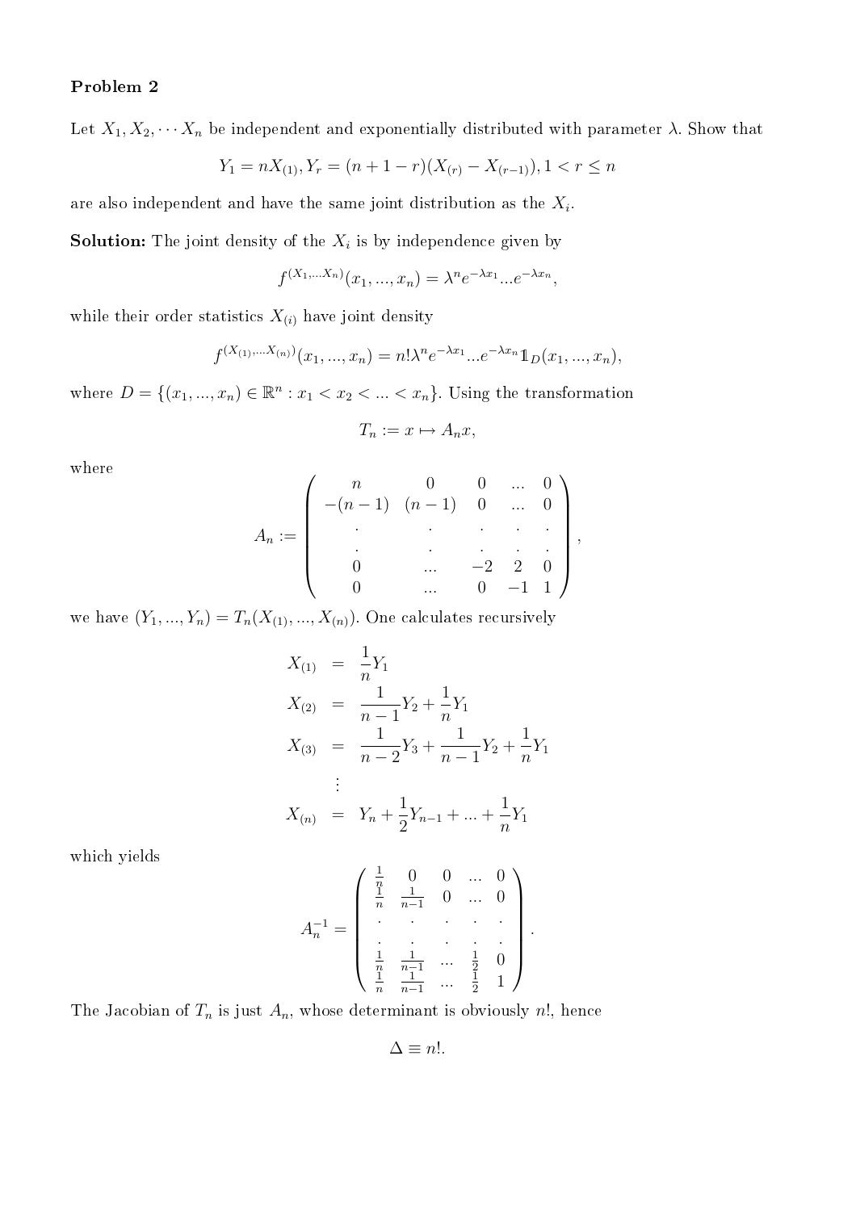**Problem 2**

Let $X_1, X_2, \cdots X_n$ be independent and exponentially distributed with parameter $\lambda$. Show that

$$Y_1 = nX_{(1)}, Y_r = (n+1-r)(X_{(r)} - X_{(r-1)}), 1 < r \leq n$$

are also independent and have the same joint distribution as the $X_i$.

**Solution:** The joint density of the $X_i$ is by independence given by

$$f^{(X_1,...X_n)}(x_1, ..., x_n) = \lambda^n e^{-\lambda x_1} ... e^{-\lambda x_n},$$

while their order statistics $X_{(i)}$ have joint density

$$f^{(X_{(1)},...X_{(n)})}(x_1, ..., x_n) = n!\lambda^n e^{-\lambda x_1} ... e^{-\lambda x_n} \mathbb{1}_D(x_1, ..., x_n),$$

where $D = \{(x_1, ..., x_n) \in \mathbb{R}^n : x_1 < x_2 < ... < x_n\}$. Using the transformation

$$T_n := x \mapsto A_n x,$$

where

$$A_n := \begin{pmatrix} n & 0 & 0 & ... & 0 \\ -(n-1) & (n-1) & 0 & ... & 0 \\ . & . & . & . & . \\ . & . & . & . & . \\ 0 & ... & -2 & 2 & 0 \\ 0 & ... & 0 & -1 & 1 \end{pmatrix},$$

we have $(Y_1, ..., Y_n) = T_n(X_{(1)}, ..., X_{(n)})$. One calculates recursively

$$\begin{aligned} X_{(1)} &= \frac{1}{n} Y_1 \\ X_{(2)} &= \frac{1}{n-1} Y_2 + \frac{1}{n} Y_1 \\ X_{(3)} &= \frac{1}{n-2} Y_3 + \frac{1}{n-1} Y_2 + \frac{1}{n} Y_1 \\ &\vdots \\ X_{(n)} &= Y_n + \frac{1}{2} Y_{n-1} + ... + \frac{1}{n} Y_1 \end{aligned}$$

which yields

$$A_n^{-1} = \begin{pmatrix} \frac{1}{n} & 0 & 0 & ... & 0 \\ \frac{1}{n} & \frac{1}{n-1} & 0 & ... & 0 \\ . & . & . & . & . \\ . & . & . & . & . \\ \frac{1}{n} & \frac{1}{n-1} & ... & \frac{1}{2} & 0 \\ \frac{1}{n} & \frac{1}{n-1} & ... & \frac{1}{2} & 1 \end{pmatrix}.$$

The Jacobian of $T_n$ is just $A_n$, whose determinant is obviously $n!$, hence

$$\Delta \equiv n!.$$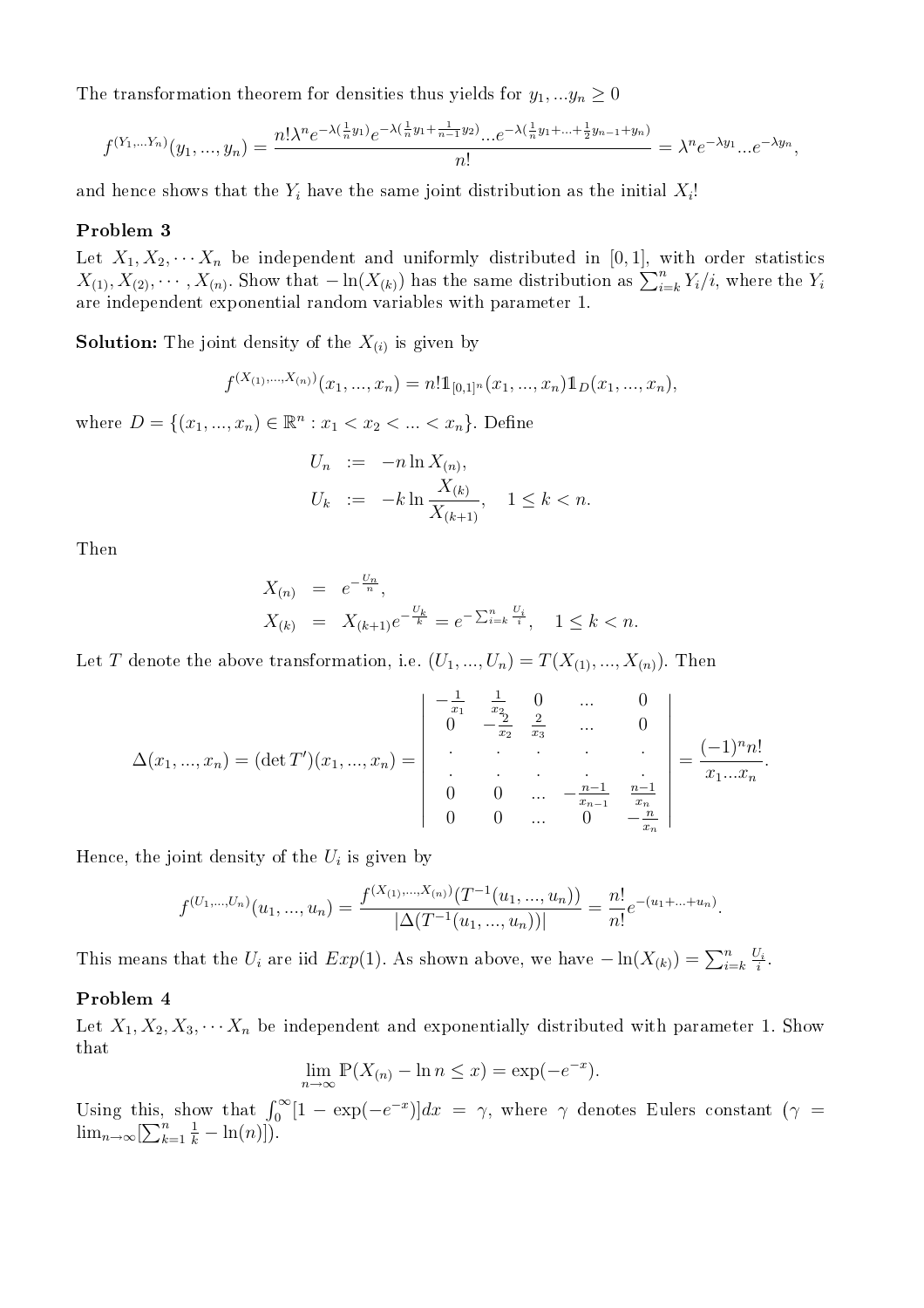The transformation theorem for densities thus yields for $y_1, ...y_n \geq 0$

$$f^{(Y_1,...Y_n)}(y_1,...,y_n) = \frac{n!\lambda^n e^{-\lambda(\frac{1}{n}y_1)} e^{-\lambda(\frac{1}{n}y_1 + \frac{1}{n-1}y_2)} ... e^{-\lambda(\frac{1}{n}y_1 + ... + \frac{1}{2}y_{n-1} + y_n)}}{n!} = \lambda^n e^{-\lambda y_1} ... e^{-\lambda y_n},$$

and hence shows that the $Y_i$ have the same joint distribution as the initial $X_i$!

### Problem 3

Let $X_1, X_2, \cdots X_n$ be independent and uniformly distributed in $[0,1]$, with order statistics $X_{(1)}, X_{(2)}, \cdots, X_{(n)}$. Show that $-\ln(X_{(k)})$ has the same distribution as $\sum_{i=k}^n Y_i/i$, where the $Y_i$ are independent exponential random variables with parameter 1.

**Solution:** The joint density of the $X_{(i)}$ is given by

$$f^{(X_{(1)},...,X_{(n)})}(x_1,...,x_n) = n! \mathbb{1}_{[0,1]^n}(x_1,...,x_n) \mathbb{1}_D(x_1,...,x_n),$$

where $D = \{(x_1,...,x_n) \in \mathbb{R}^n : x_1 < x_2 < ... < x_n\}$. Define

$$\begin{aligned} U_n &:= -n \ln X_{(n)}, \\ U_k &:= -k \ln \frac{X_{(k)}}{X_{(k+1)}}, \quad 1 \leq k < n. \end{aligned}$$

Then

$$\begin{aligned} X_{(n)} &= e^{-\frac{U_n}{n}}, \\ X_{(k)} &= X_{(k+1)} e^{-\frac{U_k}{k}} = e^{-\sum_{i=k}^n \frac{U_i}{i}}, \quad 1 \leq k < n. \end{aligned}$$

Let $T$ denote the above transformation, i.e. $(U_1,...,U_n) = T(X_{(1)},...,X_{(n)})$. Then

$$\Delta(x_1,...,x_n) = (\det T')(x_1,...,x_n) = \begin{vmatrix} -\frac{1}{x_1} & \frac{1}{x_2} & 0 & ... & 0 \\ 0 & -\frac{2}{x_2} & \frac{2}{x_3} & ... & 0 \\ . & . & . & . & . \\ . & . & . & . & . \\ 0 & 0 & ... & -\frac{n-1}{x_{n-1}} & \frac{n-1}{x_n} \\ 0 & 0 & ... & 0 & -\frac{n}{x_n} \end{vmatrix} = \frac{(-1)^n n!}{x_1 ... x_n}.$$

Hence, the joint density of the $U_i$ is given by

$$f^{(U_1,...,U_n)}(u_1,...,u_n) = \frac{f^{(X_{(1)},...,X_{(n)})}(T^{-1}(u_1,...,u_n))}{|\Delta(T^{-1}(u_1,...,u_n))|} = \frac{n!}{n!} e^{-(u_1+...+u_n)}.$$

This means that the $U_i$ are iid $Exp(1)$. As shown above, we have $-\ln(X_{(k)}) = \sum_{i=k}^n \frac{U_i}{i}$.

### Problem 4

Let $X_1, X_2, X_3, \cdots X_n$ be independent and exponentially distributed with parameter 1. Show that

$$\lim_{n\to\infty} \mathbb{P}(X_{(n)} - \ln n \leq x) = \exp(-e^{-x}).$$

Using this, show that $\int_0^\infty [1 - \exp(-e^{-x})] dx = \gamma$, where $\gamma$ denotes Eulers constant ($\gamma = \lim_{n\to\infty}[\sum_{k=1}^n \frac{1}{k} - \ln(n)]$).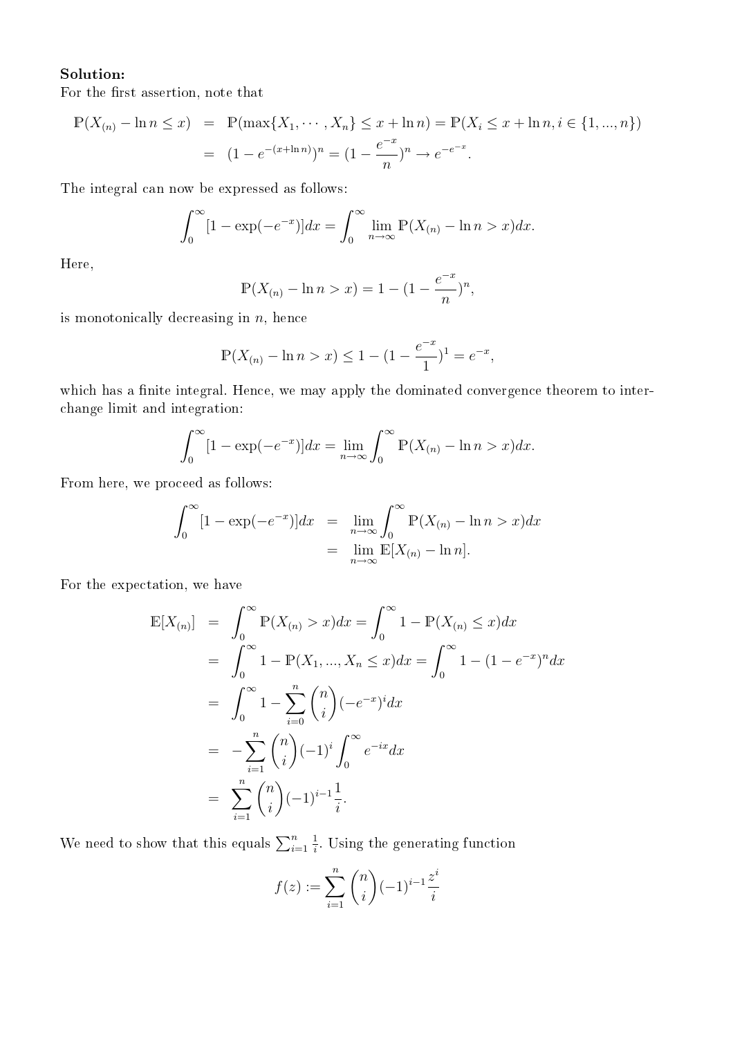**Solution:**
For the first assertion, note that

$$
\begin{aligned}
\mathbb{P}(X_{(n)} - \ln n \leq x) &= \mathbb{P}(\max\{X_1, \cdots, X_n\} \leq x + \ln n) = \mathbb{P}(X_i \leq x + \ln n, i \in \{1, ..., n\}) \\
&= (1 - e^{-(x+\ln n)})^n = (1 - \frac{e^{-x}}{n})^n \to e^{-e^{-x}}.
\end{aligned}
$$

The integral can now be expressed as follows:

$$
\int_0^\infty [1 - \exp(-e^{-x})]dx = \int_0^\infty \lim_{n\to\infty} \mathbb{P}(X_{(n)} - \ln n > x)dx.
$$

Here,

$$
\mathbb{P}(X_{(n)} - \ln n > x) = 1 - (1 - \frac{e^{-x}}{n})^n,
$$

is monotonically decreasing in $n$, hence

$$
\mathbb{P}(X_{(n)} - \ln n > x) \leq 1 - (1 - \frac{e^{-x}}{1})^1 = e^{-x},
$$

which has a finite integral. Hence, we may apply the dominated convergence theorem to interchange limit and integration:

$$
\int_0^\infty [1 - \exp(-e^{-x})]dx = \lim_{n\to\infty} \int_0^\infty \mathbb{P}(X_{(n)} - \ln n > x)dx.
$$

From here, we proceed as follows:

$$
\begin{aligned}
\int_0^\infty [1 - \exp(-e^{-x})]dx &= \lim_{n\to\infty} \int_0^\infty \mathbb{P}(X_{(n)} - \ln n > x)dx \\
&= \lim_{n\to\infty} \mathbb{E}[X_{(n)} - \ln n].
\end{aligned}
$$

For the expectation, we have

$$
\begin{aligned}
\mathbb{E}[X_{(n)}] &= \int_0^\infty \mathbb{P}(X_{(n)} > x)dx = \int_0^\infty 1 - \mathbb{P}(X_{(n)} \leq x)dx \\
&= \int_0^\infty 1 - \mathbb{P}(X_1, ..., X_n \leq x)dx = \int_0^\infty 1 - (1 - e^{-x})^n dx \\
&= \int_0^\infty 1 - \sum_{i=0}^n \binom{n}{i}(-e^{-x})^i dx \\
&= -\sum_{i=1}^n \binom{n}{i}(-1)^i \int_0^\infty e^{-ix}dx \\
&= \sum_{i=1}^n \binom{n}{i}(-1)^{i-1}\frac{1}{i}.
\end{aligned}
$$

We need to show that this equals $\sum_{i=1}^n \frac{1}{i}$. Using the generating function

$$
f(z) := \sum_{i=1}^n \binom{n}{i}(-1)^{i-1}\frac{z^i}{i}
$$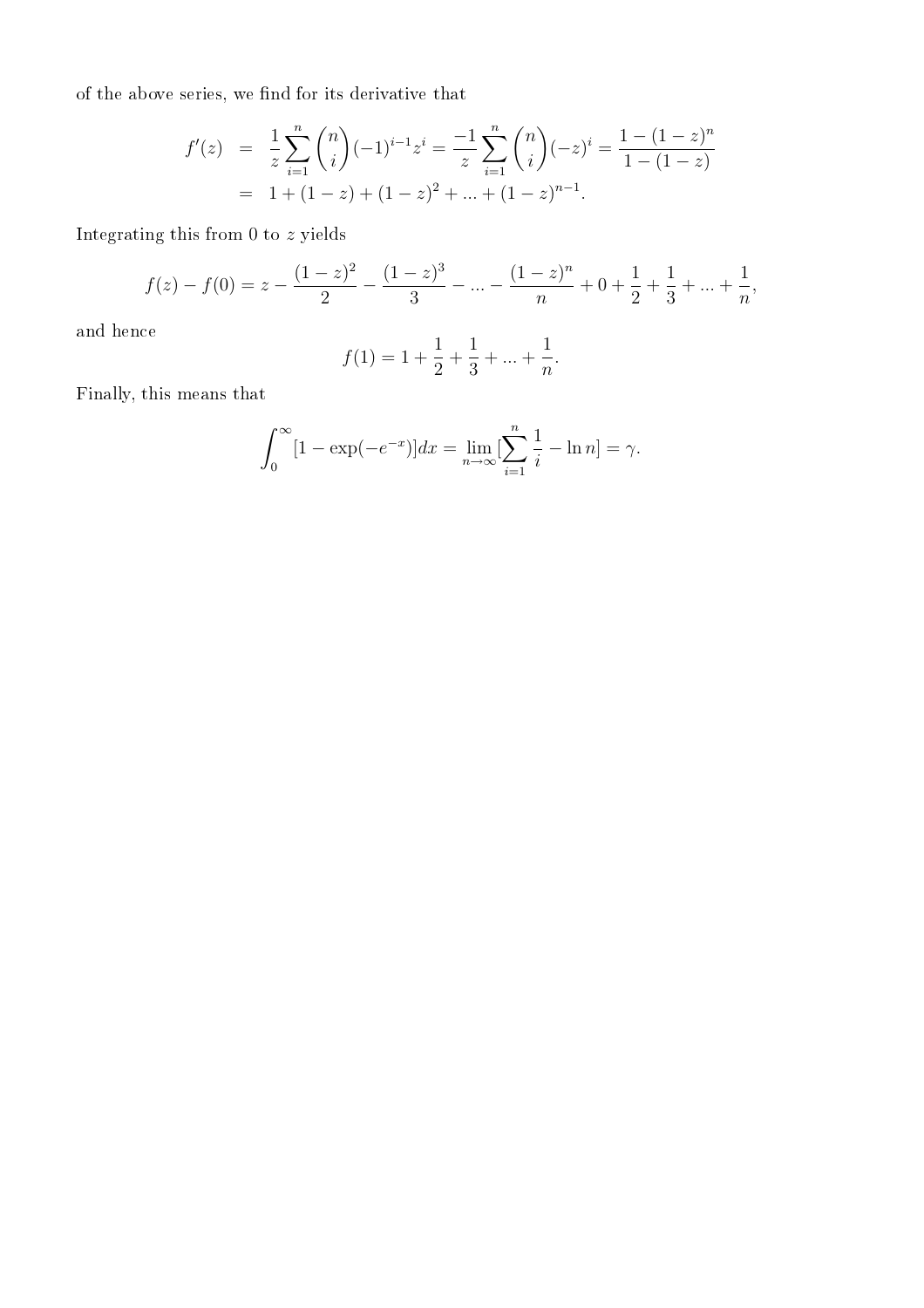of the above series, we find for its derivative that

$$
\begin{aligned}
f'(z) &= \frac{1}{z}\sum_{i=1}^{n}\binom{n}{i}(-1)^{i-1}z^i = \frac{-1}{z}\sum_{i=1}^{n}\binom{n}{i}(-z)^i = \frac{1-(1-z)^n}{1-(1-z)} \\
&= 1+(1-z)+(1-z)^2+...+(1-z)^{n-1}.
\end{aligned}
$$

Integrating this from 0 to $z$ yields

$$
f(z)-f(0) = z - \frac{(1-z)^2}{2} - \frac{(1-z)^3}{3} - ... - \frac{(1-z)^n}{n} + 0 + \frac{1}{2} + \frac{1}{3} + ... + \frac{1}{n},
$$

and hence

$$
f(1) = 1 + \frac{1}{2} + \frac{1}{3} + ... + \frac{1}{n}.
$$

Finally, this means that

$$
\int_0^\infty [1-\exp(-e^{-x})]dx = \lim_{n\to\infty}[\sum_{i=1}^{n}\frac{1}{i} - \ln n] = \gamma.
$$